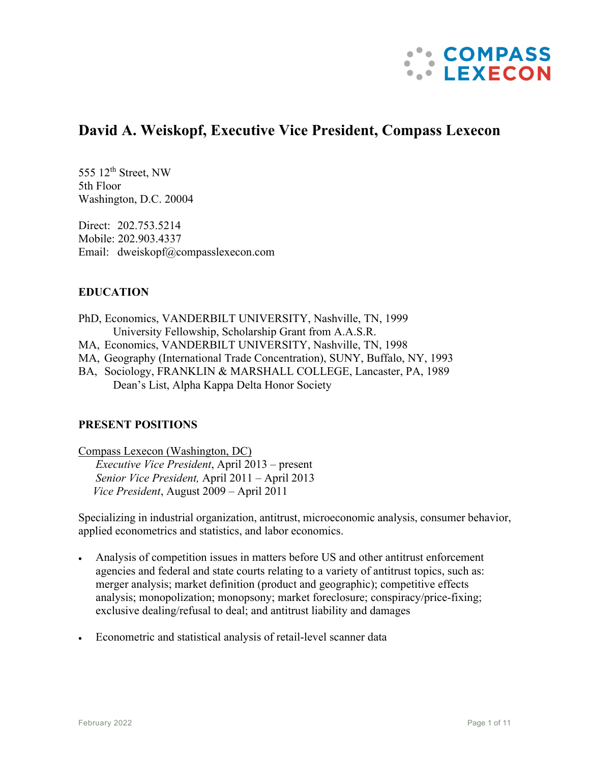# David A. Weiskopf, Executive Vice President, Compass Lexecon

555 12th Street, NW
5th Floor
Washington, D.C. 20004

Direct: 202.753.5214
Mobile: 202.903.4337
Email: dweiskopf@compasslexecon.com

## EDUCATION

PhD, Economics, VANDERBILT UNIVERSITY, Nashville, TN, 1999
    University Fellowship, Scholarship Grant from A.A.S.R.
MA, Economics, VANDERBILT UNIVERSITY, Nashville, TN, 1998
MA, Geography (International Trade Concentration), SUNY, Buffalo, NY, 1993
BA, Sociology, FRANKLIN & MARSHALL COLLEGE, Lancaster, PA, 1989
    Dean's List, Alpha Kappa Delta Honor Society

## PRESENT POSITIONS

Compass Lexecon (Washington, DC)
  *Executive Vice President*, April 2013 – present
  *Senior Vice President,* April 2011 – April 2013
  *Vice President*, August 2009 – April 2011

Specializing in industrial organization, antitrust, microeconomic analysis, consumer behavior, applied econometrics and statistics, and labor economics.

- Analysis of competition issues in matters before US and other antitrust enforcement agencies and federal and state courts relating to a variety of antitrust topics, such as: merger analysis; market definition (product and geographic); competitive effects analysis; monopolization; monopsony; market foreclosure; conspiracy/price-fixing; exclusive dealing/refusal to deal; and antitrust liability and damages

- Econometric and statistical analysis of retail-level scanner data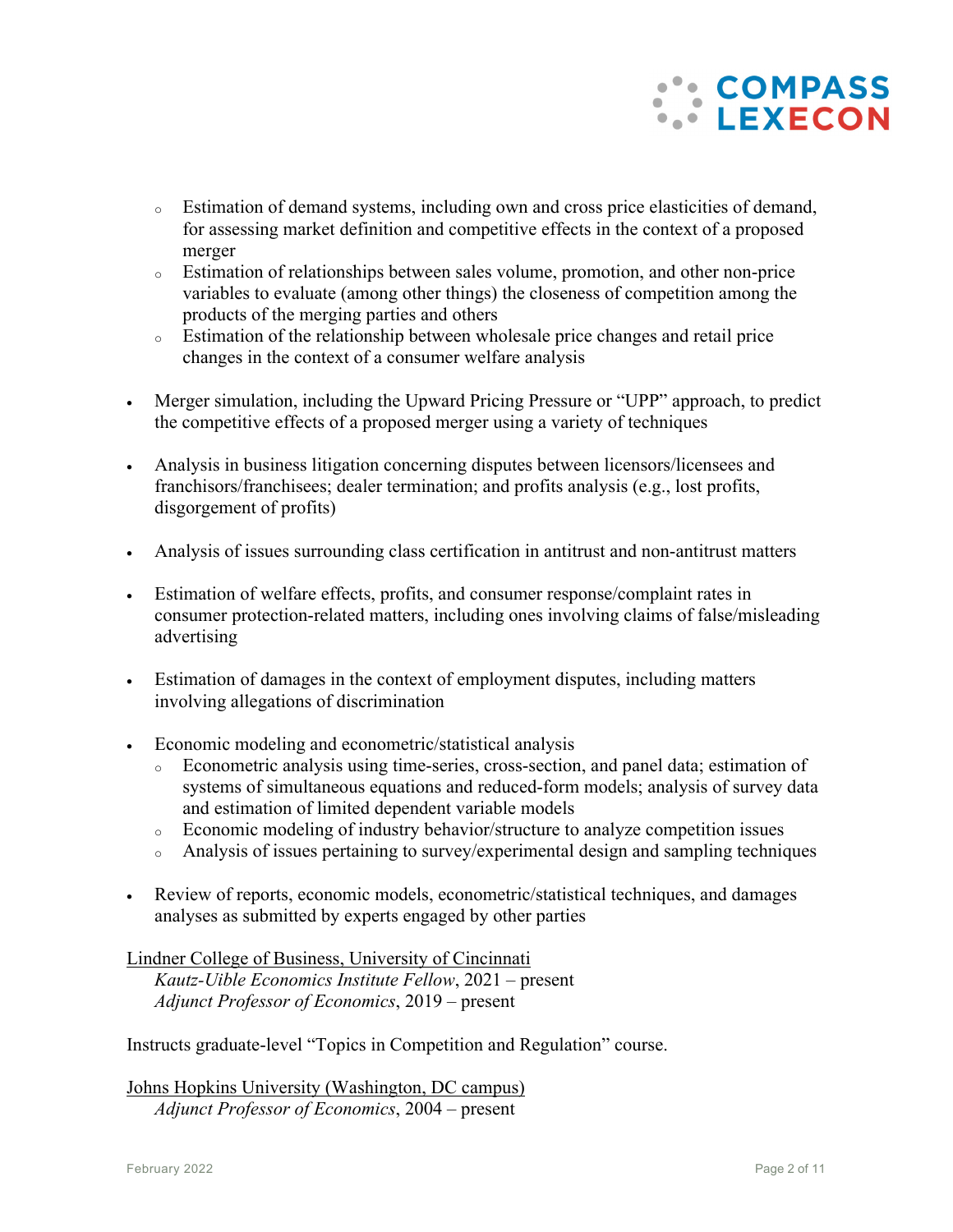- Estimation of demand systems, including own and cross price elasticities of demand, for assessing market definition and competitive effects in the context of a proposed merger
  - Estimation of relationships between sales volume, promotion, and other non-price variables to evaluate (among other things) the closeness of competition among the products of the merging parties and others
  - Estimation of the relationship between wholesale price changes and retail price changes in the context of a consumer welfare analysis

- Merger simulation, including the Upward Pricing Pressure or "UPP" approach, to predict the competitive effects of a proposed merger using a variety of techniques

- Analysis in business litigation concerning disputes between licensors/licensees and franchisors/franchisees; dealer termination; and profits analysis (e.g., lost profits, disgorgement of profits)

- Analysis of issues surrounding class certification in antitrust and non-antitrust matters

- Estimation of welfare effects, profits, and consumer response/complaint rates in consumer protection-related matters, including ones involving claims of false/misleading advertising

- Estimation of damages in the context of employment disputes, including matters involving allegations of discrimination

- Economic modeling and econometric/statistical analysis
  - Econometric analysis using time-series, cross-section, and panel data; estimation of systems of simultaneous equations and reduced-form models; analysis of survey data and estimation of limited dependent variable models
  - Economic modeling of industry behavior/structure to analyze competition issues
  - Analysis of issues pertaining to survey/experimental design and sampling techniques

- Review of reports, economic models, econometric/statistical techniques, and damages analyses as submitted by experts engaged by other parties

<u>Lindner College of Business, University of Cincinnati</u>
*Kautz-Uible Economics Institute Fellow*, 2021 – present
*Adjunct Professor of Economics*, 2019 – present

Instructs graduate-level "Topics in Competition and Regulation" course.

<u>Johns Hopkins University (Washington, DC campus)</u>
*Adjunct Professor of Economics*, 2004 – present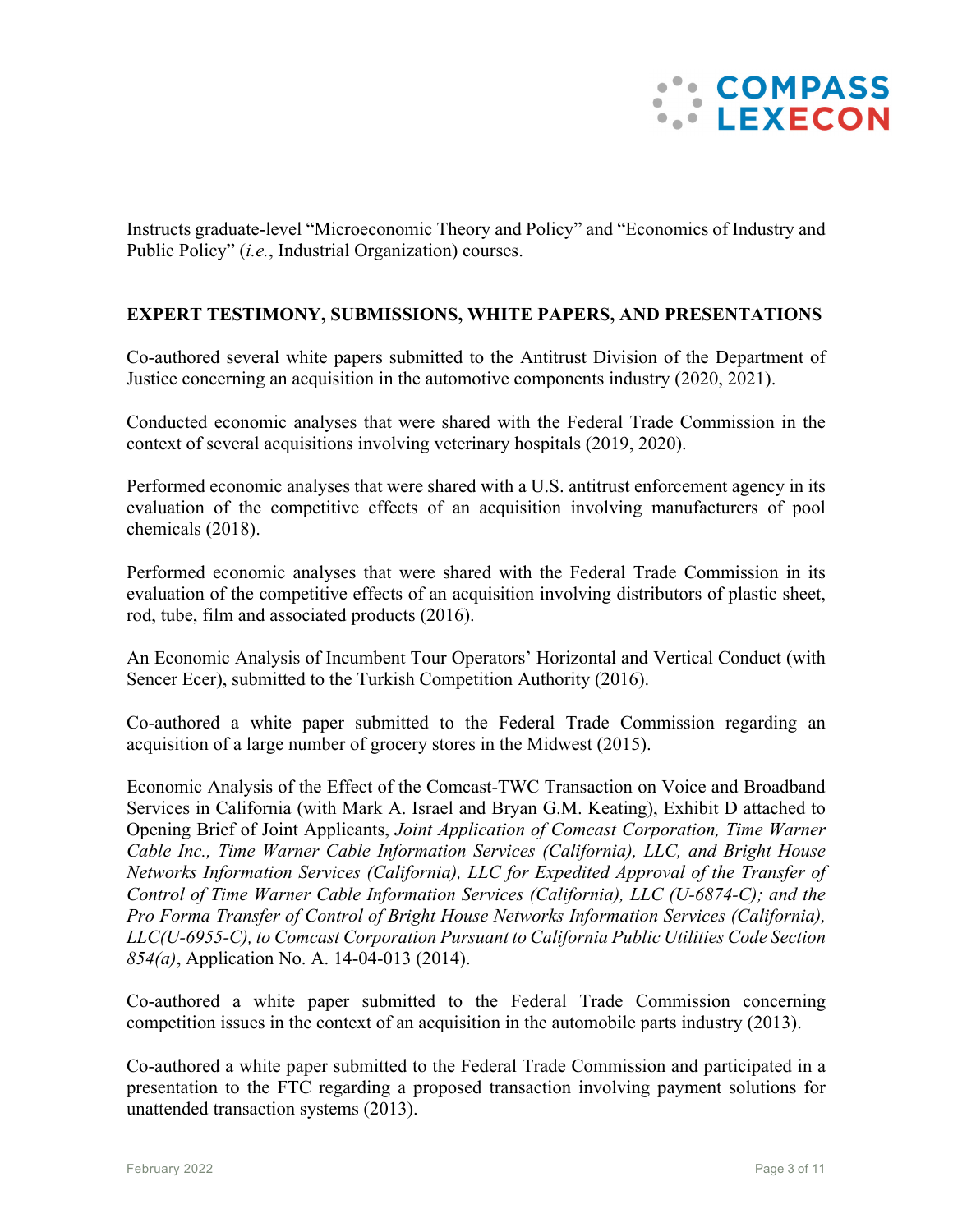Instructs graduate-level "Microeconomic Theory and Policy" and "Economics of Industry and Public Policy" (*i.e.*, Industrial Organization) courses.

## EXPERT TESTIMONY, SUBMISSIONS, WHITE PAPERS, AND PRESENTATIONS

Co-authored several white papers submitted to the Antitrust Division of the Department of Justice concerning an acquisition in the automotive components industry (2020, 2021).

Conducted economic analyses that were shared with the Federal Trade Commission in the context of several acquisitions involving veterinary hospitals (2019, 2020).

Performed economic analyses that were shared with a U.S. antitrust enforcement agency in its evaluation of the competitive effects of an acquisition involving manufacturers of pool chemicals (2018).

Performed economic analyses that were shared with the Federal Trade Commission in its evaluation of the competitive effects of an acquisition involving distributors of plastic sheet, rod, tube, film and associated products (2016).

An Economic Analysis of Incumbent Tour Operators' Horizontal and Vertical Conduct (with Sencer Ecer), submitted to the Turkish Competition Authority (2016).

Co-authored a white paper submitted to the Federal Trade Commission regarding an acquisition of a large number of grocery stores in the Midwest (2015).

Economic Analysis of the Effect of the Comcast-TWC Transaction on Voice and Broadband Services in California (with Mark A. Israel and Bryan G.M. Keating), Exhibit D attached to Opening Brief of Joint Applicants, *Joint Application of Comcast Corporation, Time Warner Cable Inc., Time Warner Cable Information Services (California), LLC, and Bright House Networks Information Services (California), LLC for Expedited Approval of the Transfer of Control of Time Warner Cable Information Services (California), LLC (U-6874-C); and the Pro Forma Transfer of Control of Bright House Networks Information Services (California), LLC(U-6955-C), to Comcast Corporation Pursuant to California Public Utilities Code Section 854(a)*, Application No. A. 14-04-013 (2014).

Co-authored a white paper submitted to the Federal Trade Commission concerning competition issues in the context of an acquisition in the automobile parts industry (2013).

Co-authored a white paper submitted to the Federal Trade Commission and participated in a presentation to the FTC regarding a proposed transaction involving payment solutions for unattended transaction systems (2013).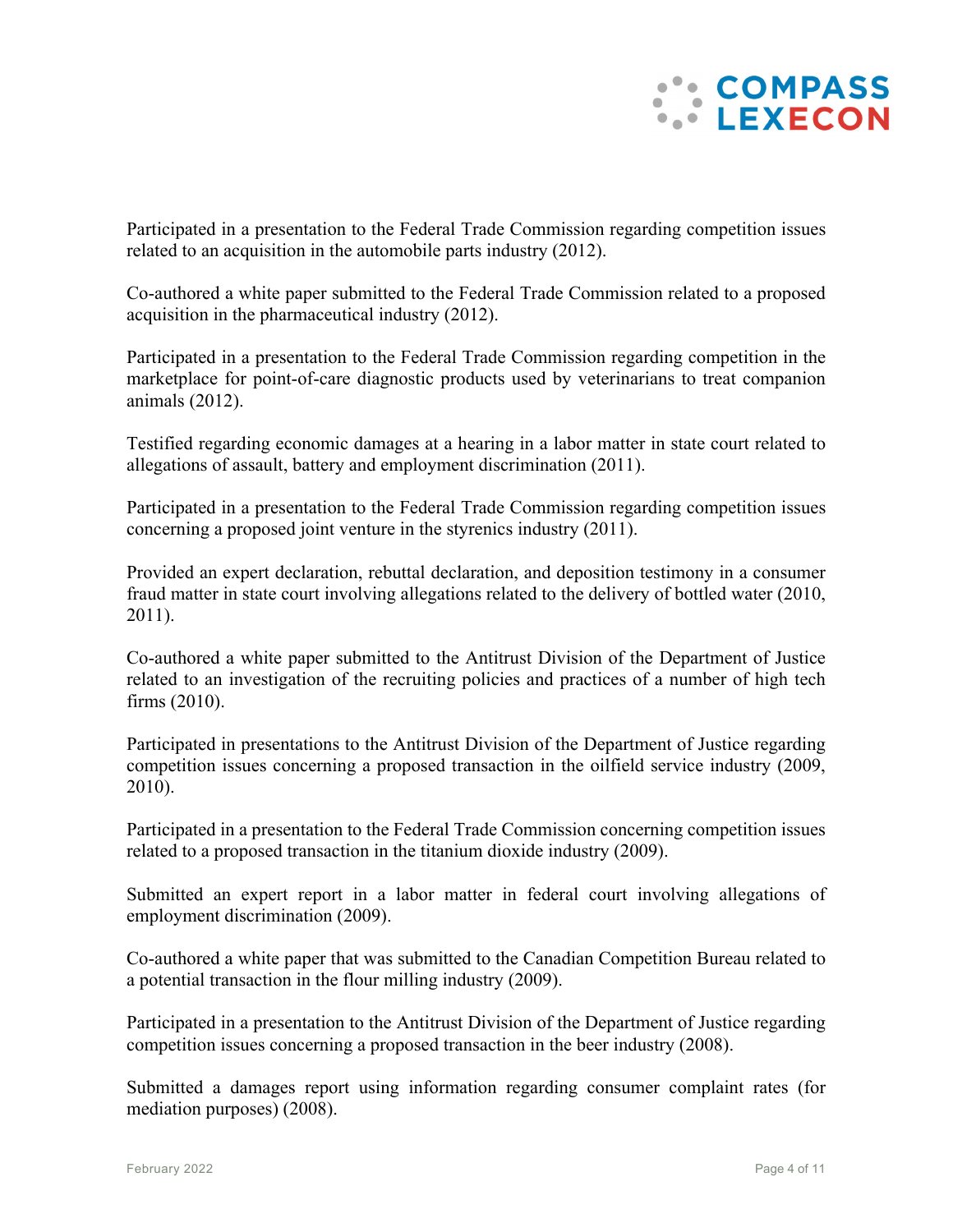Participated in a presentation to the Federal Trade Commission regarding competition issues related to an acquisition in the automobile parts industry (2012).

Co-authored a white paper submitted to the Federal Trade Commission related to a proposed acquisition in the pharmaceutical industry (2012).

Participated in a presentation to the Federal Trade Commission regarding competition in the marketplace for point-of-care diagnostic products used by veterinarians to treat companion animals (2012).

Testified regarding economic damages at a hearing in a labor matter in state court related to allegations of assault, battery and employment discrimination (2011).

Participated in a presentation to the Federal Trade Commission regarding competition issues concerning a proposed joint venture in the styrenics industry (2011).

Provided an expert declaration, rebuttal declaration, and deposition testimony in a consumer fraud matter in state court involving allegations related to the delivery of bottled water (2010, 2011).

Co-authored a white paper submitted to the Antitrust Division of the Department of Justice related to an investigation of the recruiting policies and practices of a number of high tech firms (2010).

Participated in presentations to the Antitrust Division of the Department of Justice regarding competition issues concerning a proposed transaction in the oilfield service industry (2009, 2010).

Participated in a presentation to the Federal Trade Commission concerning competition issues related to a proposed transaction in the titanium dioxide industry (2009).

Submitted an expert report in a labor matter in federal court involving allegations of employment discrimination (2009).

Co-authored a white paper that was submitted to the Canadian Competition Bureau related to a potential transaction in the flour milling industry (2009).

Participated in a presentation to the Antitrust Division of the Department of Justice regarding competition issues concerning a proposed transaction in the beer industry (2008).

Submitted a damages report using information regarding consumer complaint rates (for mediation purposes) (2008).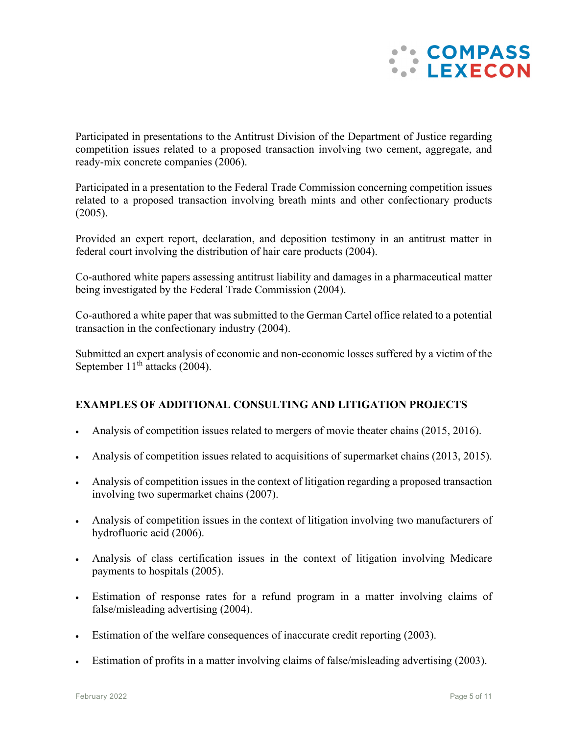Participated in presentations to the Antitrust Division of the Department of Justice regarding competition issues related to a proposed transaction involving two cement, aggregate, and ready-mix concrete companies (2006).

Participated in a presentation to the Federal Trade Commission concerning competition issues related to a proposed transaction involving breath mints and other confectionary products (2005).

Provided an expert report, declaration, and deposition testimony in an antitrust matter in federal court involving the distribution of hair care products (2004).

Co-authored white papers assessing antitrust liability and damages in a pharmaceutical matter being investigated by the Federal Trade Commission (2004).

Co-authored a white paper that was submitted to the German Cartel office related to a potential transaction in the confectionary industry (2004).

Submitted an expert analysis of economic and non-economic losses suffered by a victim of the September 11th attacks (2004).

**EXAMPLES OF ADDITIONAL CONSULTING AND LITIGATION PROJECTS**

- Analysis of competition issues related to mergers of movie theater chains (2015, 2016).
- Analysis of competition issues related to acquisitions of supermarket chains (2013, 2015).
- Analysis of competition issues in the context of litigation regarding a proposed transaction involving two supermarket chains (2007).
- Analysis of competition issues in the context of litigation involving two manufacturers of hydrofluoric acid (2006).
- Analysis of class certification issues in the context of litigation involving Medicare payments to hospitals (2005).
- Estimation of response rates for a refund program in a matter involving claims of false/misleading advertising (2004).
- Estimation of the welfare consequences of inaccurate credit reporting (2003).
- Estimation of profits in a matter involving claims of false/misleading advertising (2003).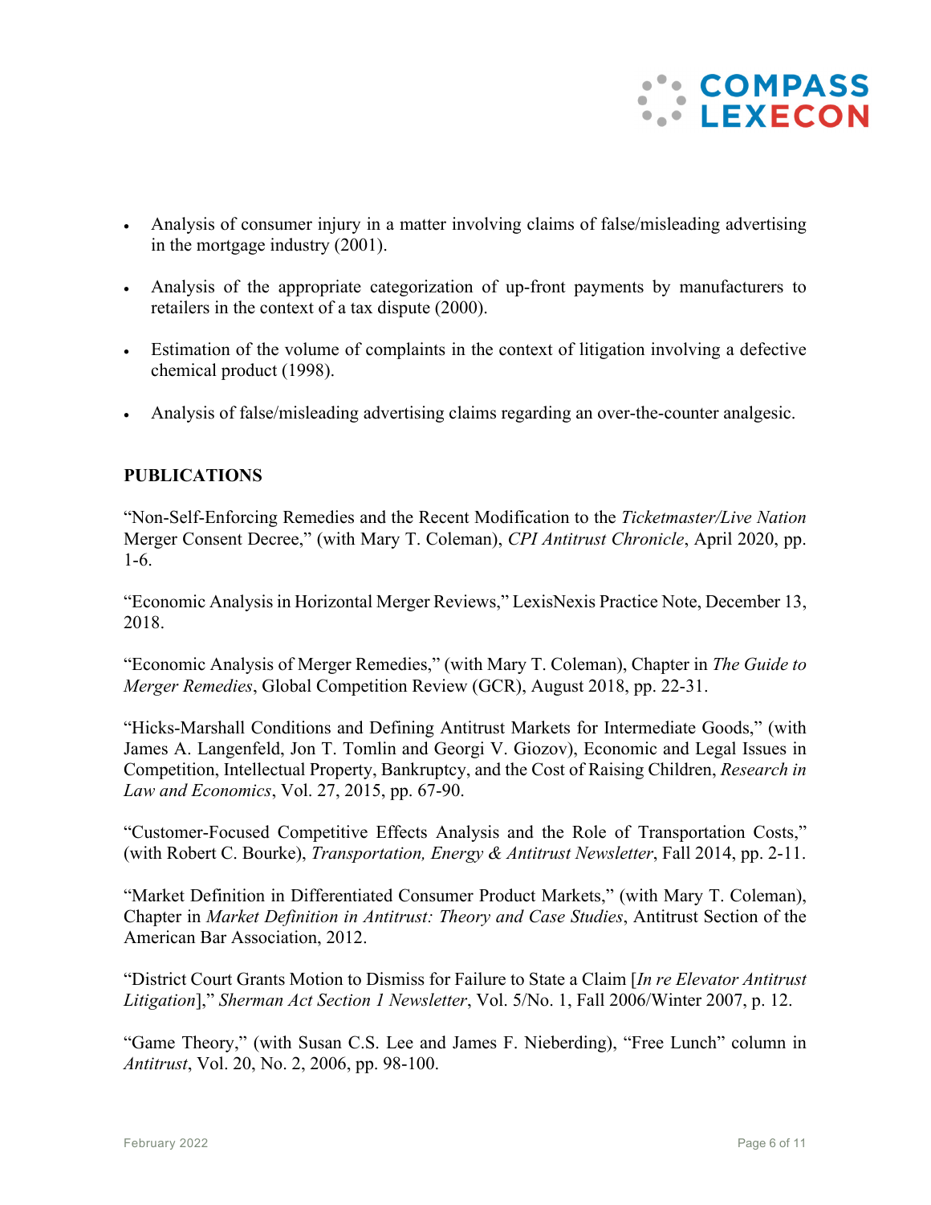- Analysis of consumer injury in a matter involving claims of false/misleading advertising in the mortgage industry (2001).

- Analysis of the appropriate categorization of up-front payments by manufacturers to retailers in the context of a tax dispute (2000).

- Estimation of the volume of complaints in the context of litigation involving a defective chemical product (1998).

- Analysis of false/misleading advertising claims regarding an over-the-counter analgesic.

**PUBLICATIONS**

"Non-Self-Enforcing Remedies and the Recent Modification to the *Ticketmaster/Live Nation* Merger Consent Decree," (with Mary T. Coleman), *CPI Antitrust Chronicle*, April 2020, pp. 1-6.

"Economic Analysis in Horizontal Merger Reviews," LexisNexis Practice Note, December 13, 2018.

"Economic Analysis of Merger Remedies," (with Mary T. Coleman), Chapter in *The Guide to Merger Remedies*, Global Competition Review (GCR), August 2018, pp. 22-31.

"Hicks-Marshall Conditions and Defining Antitrust Markets for Intermediate Goods," (with James A. Langenfeld, Jon T. Tomlin and Georgi V. Giozov), Economic and Legal Issues in Competition, Intellectual Property, Bankruptcy, and the Cost of Raising Children, *Research in Law and Economics*, Vol. 27, 2015, pp. 67-90.

"Customer-Focused Competitive Effects Analysis and the Role of Transportation Costs," (with Robert C. Bourke), *Transportation, Energy & Antitrust Newsletter*, Fall 2014, pp. 2-11.

"Market Definition in Differentiated Consumer Product Markets," (with Mary T. Coleman), Chapter in *Market Definition in Antitrust: Theory and Case Studies*, Antitrust Section of the American Bar Association, 2012.

"District Court Grants Motion to Dismiss for Failure to State a Claim [*In re Elevator Antitrust Litigation*]," *Sherman Act Section 1 Newsletter*, Vol. 5/No. 1, Fall 2006/Winter 2007, p. 12.

"Game Theory," (with Susan C.S. Lee and James F. Nieberding), "Free Lunch" column in *Antitrust*, Vol. 20, No. 2, 2006, pp. 98-100.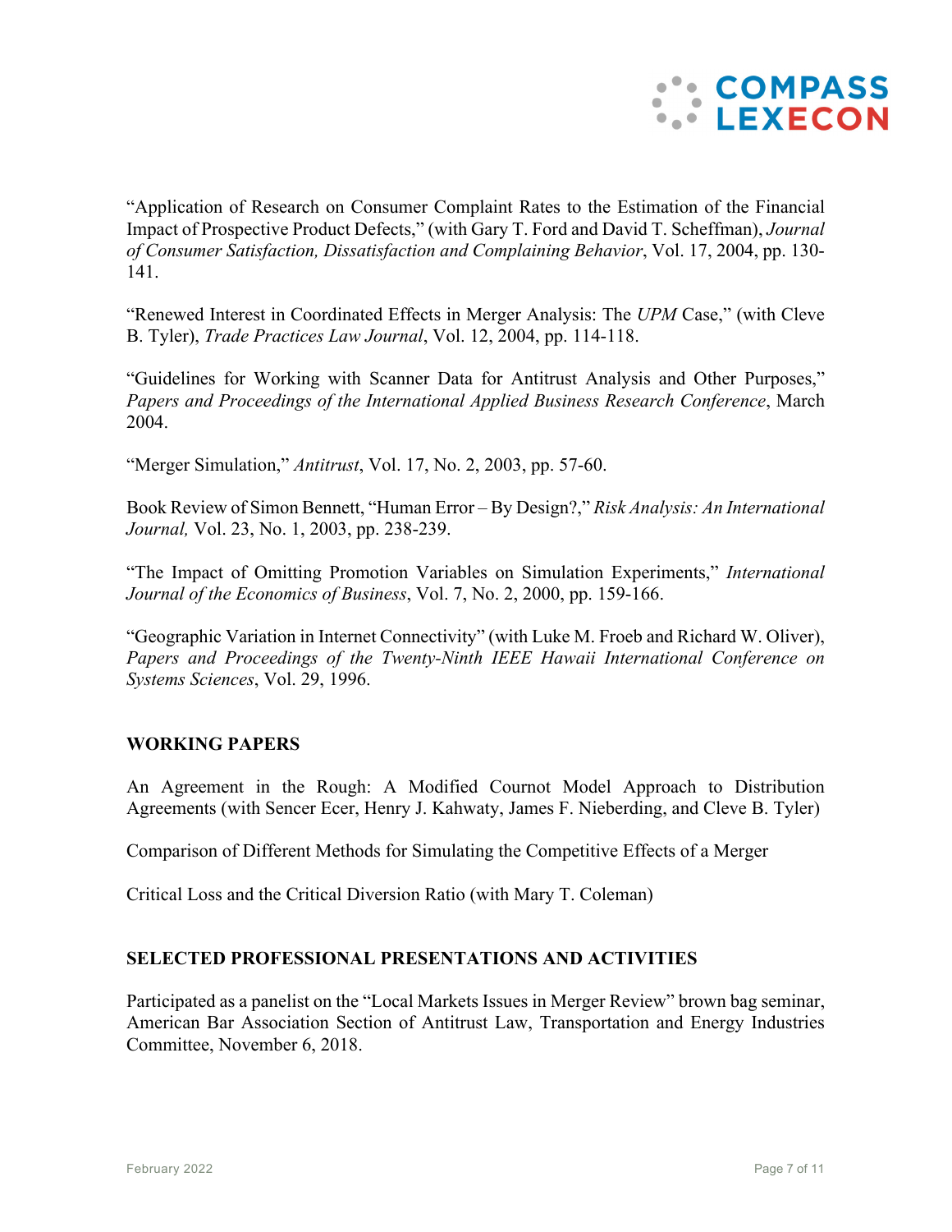"Application of Research on Consumer Complaint Rates to the Estimation of the Financial Impact of Prospective Product Defects," (with Gary T. Ford and David T. Scheffman), *Journal of Consumer Satisfaction, Dissatisfaction and Complaining Behavior*, Vol. 17, 2004, pp. 130-141.

"Renewed Interest in Coordinated Effects in Merger Analysis: The *UPM* Case," (with Cleve B. Tyler), *Trade Practices Law Journal*, Vol. 12, 2004, pp. 114-118.

"Guidelines for Working with Scanner Data for Antitrust Analysis and Other Purposes," *Papers and Proceedings of the International Applied Business Research Conference*, March 2004.

"Merger Simulation," *Antitrust*, Vol. 17, No. 2, 2003, pp. 57-60.

Book Review of Simon Bennett, "Human Error – By Design?," *Risk Analysis: An International Journal,* Vol. 23, No. 1, 2003, pp. 238-239.

"The Impact of Omitting Promotion Variables on Simulation Experiments," *International Journal of the Economics of Business*, Vol. 7, No. 2, 2000, pp. 159-166.

"Geographic Variation in Internet Connectivity" (with Luke M. Froeb and Richard W. Oliver), *Papers and Proceedings of the Twenty-Ninth IEEE Hawaii International Conference on Systems Sciences*, Vol. 29, 1996.

**WORKING PAPERS**

An Agreement in the Rough: A Modified Cournot Model Approach to Distribution Agreements (with Sencer Ecer, Henry J. Kahwaty, James F. Nieberding, and Cleve B. Tyler)

Comparison of Different Methods for Simulating the Competitive Effects of a Merger

Critical Loss and the Critical Diversion Ratio (with Mary T. Coleman)

**SELECTED PROFESSIONAL PRESENTATIONS AND ACTIVITIES**

Participated as a panelist on the "Local Markets Issues in Merger Review" brown bag seminar, American Bar Association Section of Antitrust Law, Transportation and Energy Industries Committee, November 6, 2018.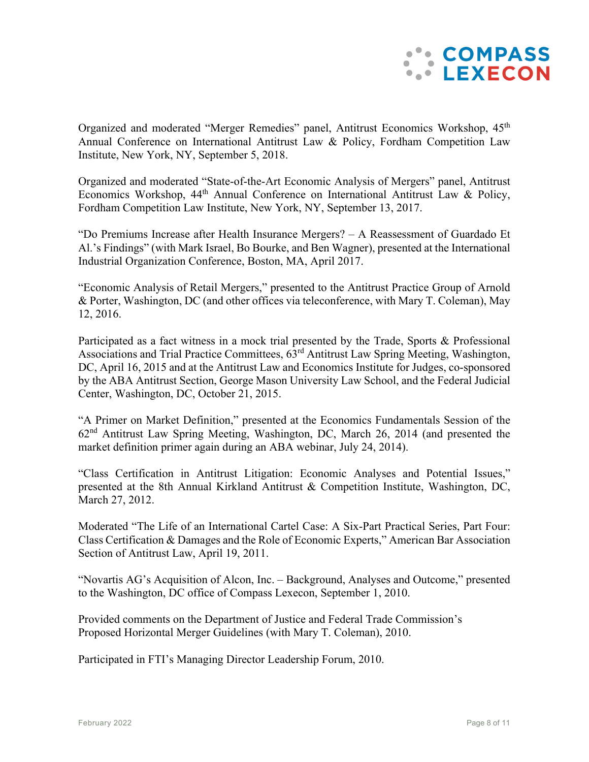Organized and moderated "Merger Remedies" panel, Antitrust Economics Workshop, 45th Annual Conference on International Antitrust Law & Policy, Fordham Competition Law Institute, New York, NY, September 5, 2018.

Organized and moderated "State-of-the-Art Economic Analysis of Mergers" panel, Antitrust Economics Workshop, 44th Annual Conference on International Antitrust Law & Policy, Fordham Competition Law Institute, New York, NY, September 13, 2017.

"Do Premiums Increase after Health Insurance Mergers? – A Reassessment of Guardado Et Al.'s Findings" (with Mark Israel, Bo Bourke, and Ben Wagner), presented at the International Industrial Organization Conference, Boston, MA, April 2017.

"Economic Analysis of Retail Mergers," presented to the Antitrust Practice Group of Arnold & Porter, Washington, DC (and other offices via teleconference, with Mary T. Coleman), May 12, 2016.

Participated as a fact witness in a mock trial presented by the Trade, Sports & Professional Associations and Trial Practice Committees, 63rd Antitrust Law Spring Meeting, Washington, DC, April 16, 2015 and at the Antitrust Law and Economics Institute for Judges, co-sponsored by the ABA Antitrust Section, George Mason University Law School, and the Federal Judicial Center, Washington, DC, October 21, 2015.

"A Primer on Market Definition," presented at the Economics Fundamentals Session of the 62nd Antitrust Law Spring Meeting, Washington, DC, March 26, 2014 (and presented the market definition primer again during an ABA webinar, July 24, 2014).

"Class Certification in Antitrust Litigation: Economic Analyses and Potential Issues," presented at the 8th Annual Kirkland Antitrust & Competition Institute, Washington, DC, March 27, 2012.

Moderated "The Life of an International Cartel Case: A Six-Part Practical Series, Part Four: Class Certification & Damages and the Role of Economic Experts," American Bar Association Section of Antitrust Law, April 19, 2011.

"Novartis AG's Acquisition of Alcon, Inc. – Background, Analyses and Outcome," presented to the Washington, DC office of Compass Lexecon, September 1, 2010.

Provided comments on the Department of Justice and Federal Trade Commission's Proposed Horizontal Merger Guidelines (with Mary T. Coleman), 2010.

Participated in FTI's Managing Director Leadership Forum, 2010.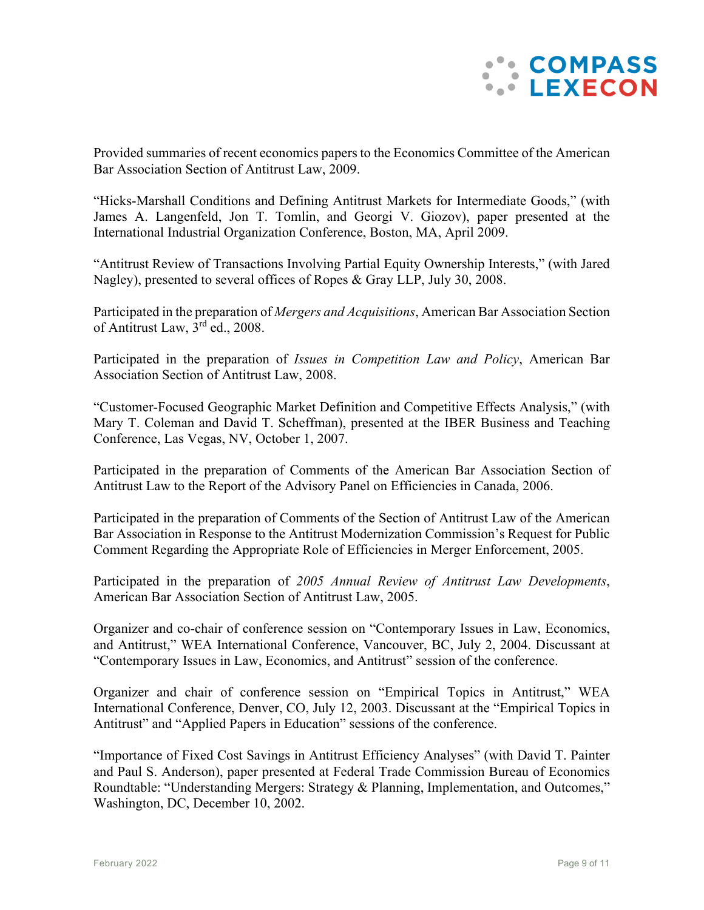Provided summaries of recent economics papers to the Economics Committee of the American Bar Association Section of Antitrust Law, 2009.

"Hicks-Marshall Conditions and Defining Antitrust Markets for Intermediate Goods," (with James A. Langenfeld, Jon T. Tomlin, and Georgi V. Giozov), paper presented at the International Industrial Organization Conference, Boston, MA, April 2009.

"Antitrust Review of Transactions Involving Partial Equity Ownership Interests," (with Jared Nagley), presented to several offices of Ropes & Gray LLP, July 30, 2008.

Participated in the preparation of *Mergers and Acquisitions*, American Bar Association Section of Antitrust Law, 3rd ed., 2008.

Participated in the preparation of *Issues in Competition Law and Policy*, American Bar Association Section of Antitrust Law, 2008.

"Customer-Focused Geographic Market Definition and Competitive Effects Analysis," (with Mary T. Coleman and David T. Scheffman), presented at the IBER Business and Teaching Conference, Las Vegas, NV, October 1, 2007.

Participated in the preparation of Comments of the American Bar Association Section of Antitrust Law to the Report of the Advisory Panel on Efficiencies in Canada, 2006.

Participated in the preparation of Comments of the Section of Antitrust Law of the American Bar Association in Response to the Antitrust Modernization Commission's Request for Public Comment Regarding the Appropriate Role of Efficiencies in Merger Enforcement, 2005.

Participated in the preparation of *2005 Annual Review of Antitrust Law Developments*, American Bar Association Section of Antitrust Law, 2005.

Organizer and co-chair of conference session on "Contemporary Issues in Law, Economics, and Antitrust," WEA International Conference, Vancouver, BC, July 2, 2004. Discussant at "Contemporary Issues in Law, Economics, and Antitrust" session of the conference.

Organizer and chair of conference session on "Empirical Topics in Antitrust," WEA International Conference, Denver, CO, July 12, 2003. Discussant at the "Empirical Topics in Antitrust" and "Applied Papers in Education" sessions of the conference.

"Importance of Fixed Cost Savings in Antitrust Efficiency Analyses" (with David T. Painter and Paul S. Anderson), paper presented at Federal Trade Commission Bureau of Economics Roundtable: "Understanding Mergers: Strategy & Planning, Implementation, and Outcomes," Washington, DC, December 10, 2002.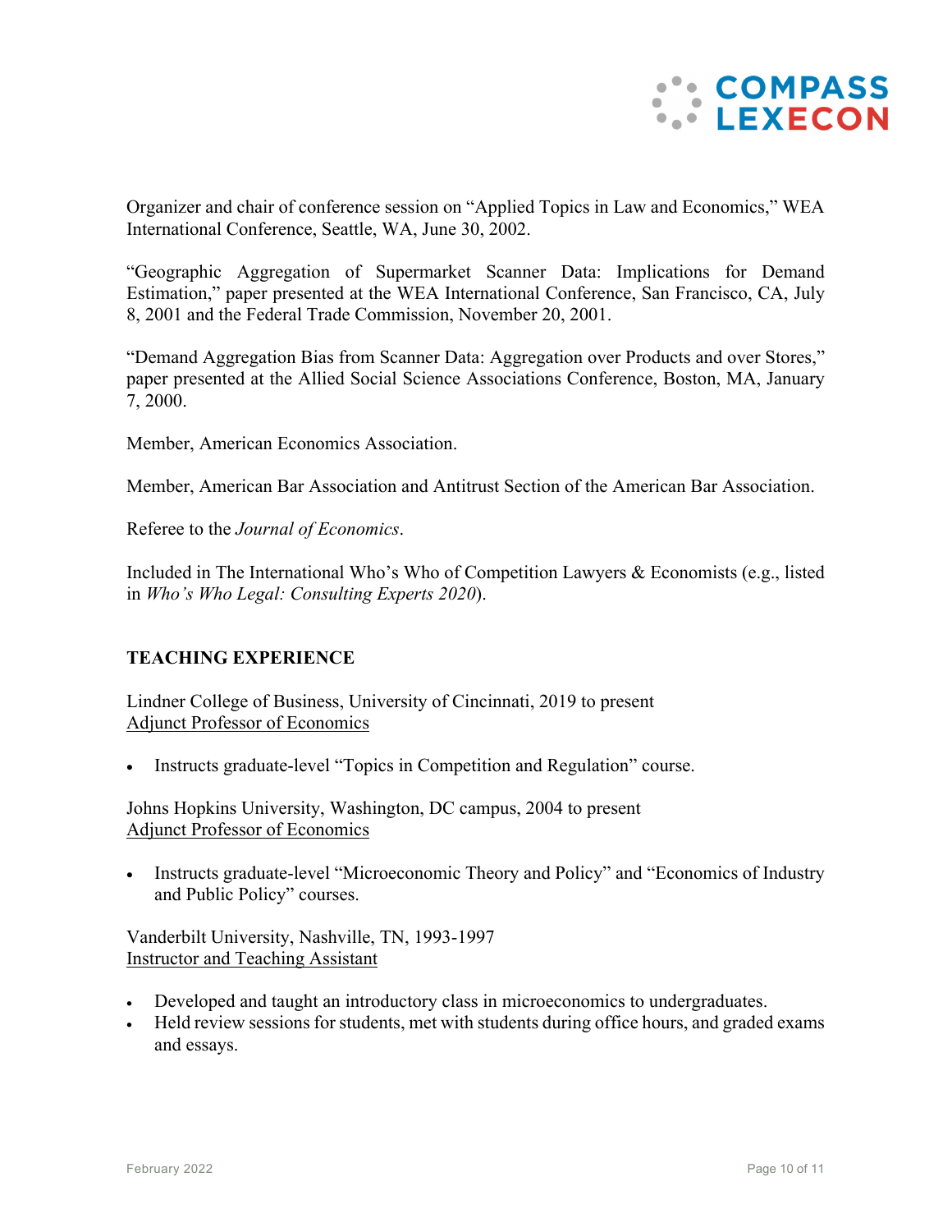Organizer and chair of conference session on "Applied Topics in Law and Economics," WEA International Conference, Seattle, WA, June 30, 2002.

"Geographic Aggregation of Supermarket Scanner Data: Implications for Demand Estimation," paper presented at the WEA International Conference, San Francisco, CA, July 8, 2001 and the Federal Trade Commission, November 20, 2001.

"Demand Aggregation Bias from Scanner Data: Aggregation over Products and over Stores," paper presented at the Allied Social Science Associations Conference, Boston, MA, January 7, 2000.

Member, American Economics Association.

Member, American Bar Association and Antitrust Section of the American Bar Association.

Referee to the *Journal of Economics*.

Included in The International Who's Who of Competition Lawyers & Economists (e.g., listed in *Who's Who Legal: Consulting Experts 2020*).

## TEACHING EXPERIENCE

Lindner College of Business, University of Cincinnati, 2019 to present
Adjunct Professor of Economics

- Instructs graduate-level "Topics in Competition and Regulation" course.

Johns Hopkins University, Washington, DC campus, 2004 to present
Adjunct Professor of Economics

- Instructs graduate-level "Microeconomic Theory and Policy" and "Economics of Industry and Public Policy" courses.

Vanderbilt University, Nashville, TN, 1993-1997
Instructor and Teaching Assistant

- Developed and taught an introductory class in microeconomics to undergraduates.
- Held review sessions for students, met with students during office hours, and graded exams and essays.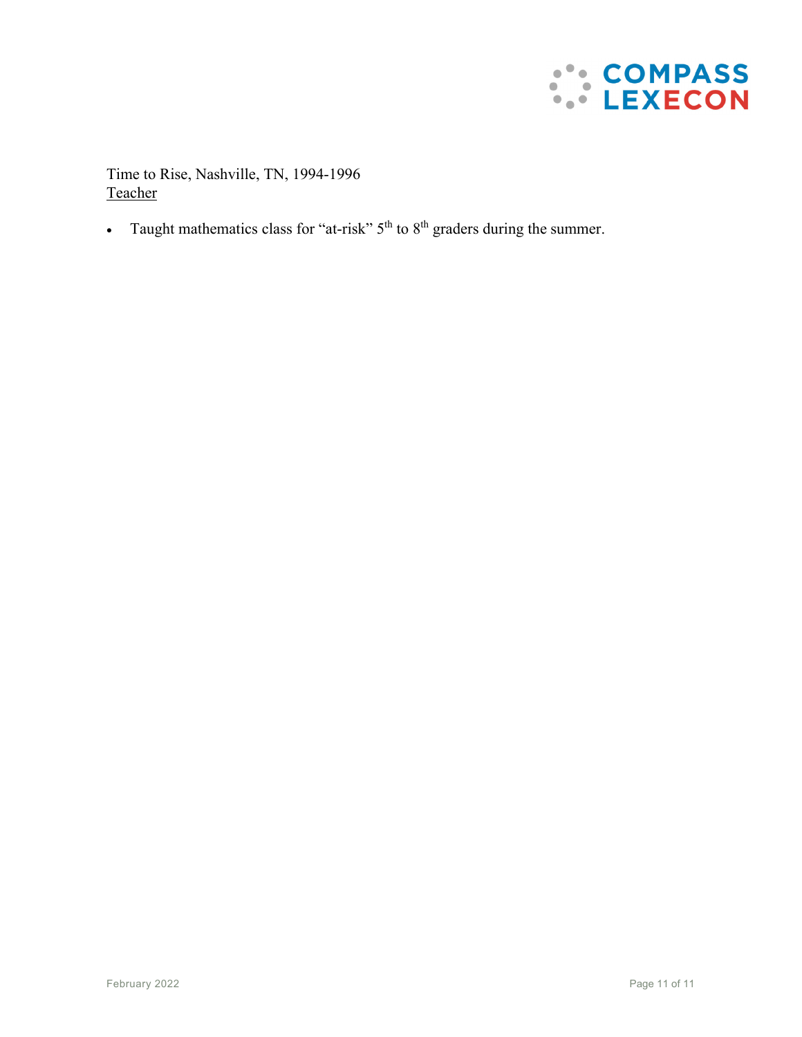Time to Rise, Nashville, TN, 1994-1996
Teacher

- Taught mathematics class for "at-risk" 5th to 8th graders during the summer.